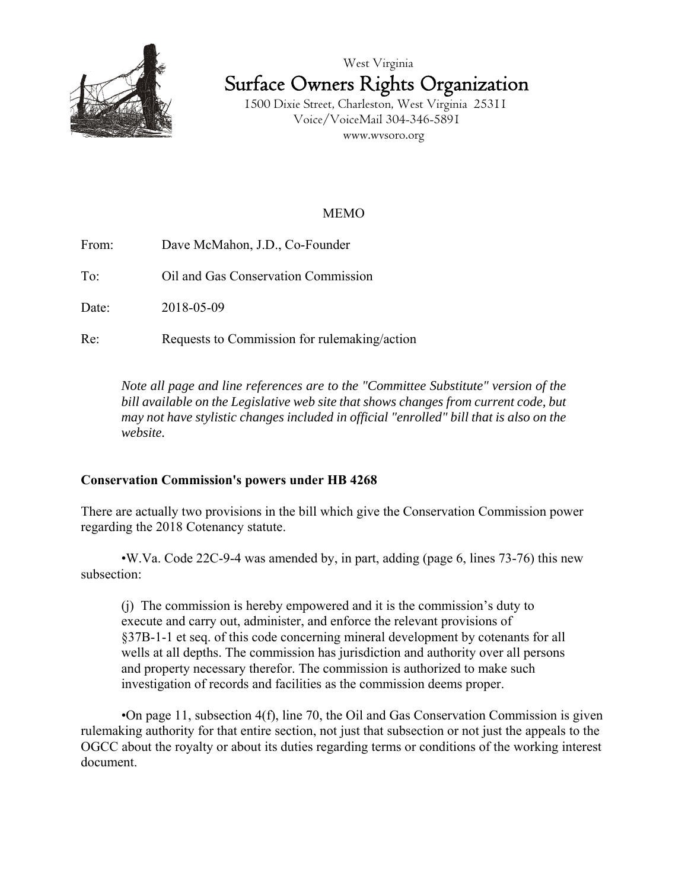West Virginia

# Surface Owners Rights Organization

1500 Dixie Street, Charleston, West Virginia 25311
Voice/VoiceMail 304-346-5891
www.wvsoro.org

MEMO

From: Dave McMahon, J.D., Co-Founder

To: Oil and Gas Conservation Commission

Date: 2018-05-09

Re: Requests to Commission for rulemaking/action

*Note all page and line references are to the "Committee Substitute" version of the bill available on the Legislative web site that shows changes from current code, but may not have stylistic changes included in official "enrolled" bill that is also on the website.*

**Conservation Commission's powers under HB 4268**

There are actually two provisions in the bill which give the Conservation Commission power regarding the 2018 Cotenancy statute.

•W.Va. Code 22C-9-4 was amended by, in part, adding (page 6, lines 73-76) this new subsection:

> (j) The commission is hereby empowered and it is the commission's duty to execute and carry out, administer, and enforce the relevant provisions of §37B-1-1 et seq. of this code concerning mineral development by cotenants for all wells at all depths. The commission has jurisdiction and authority over all persons and property necessary therefor. The commission is authorized to make such investigation of records and facilities as the commission deems proper.

•On page 11, subsection 4(f), line 70, the Oil and Gas Conservation Commission is given rulemaking authority for that entire section, not just that subsection or not just the appeals to the OGCC about the royalty or about its duties regarding terms or conditions of the working interest document.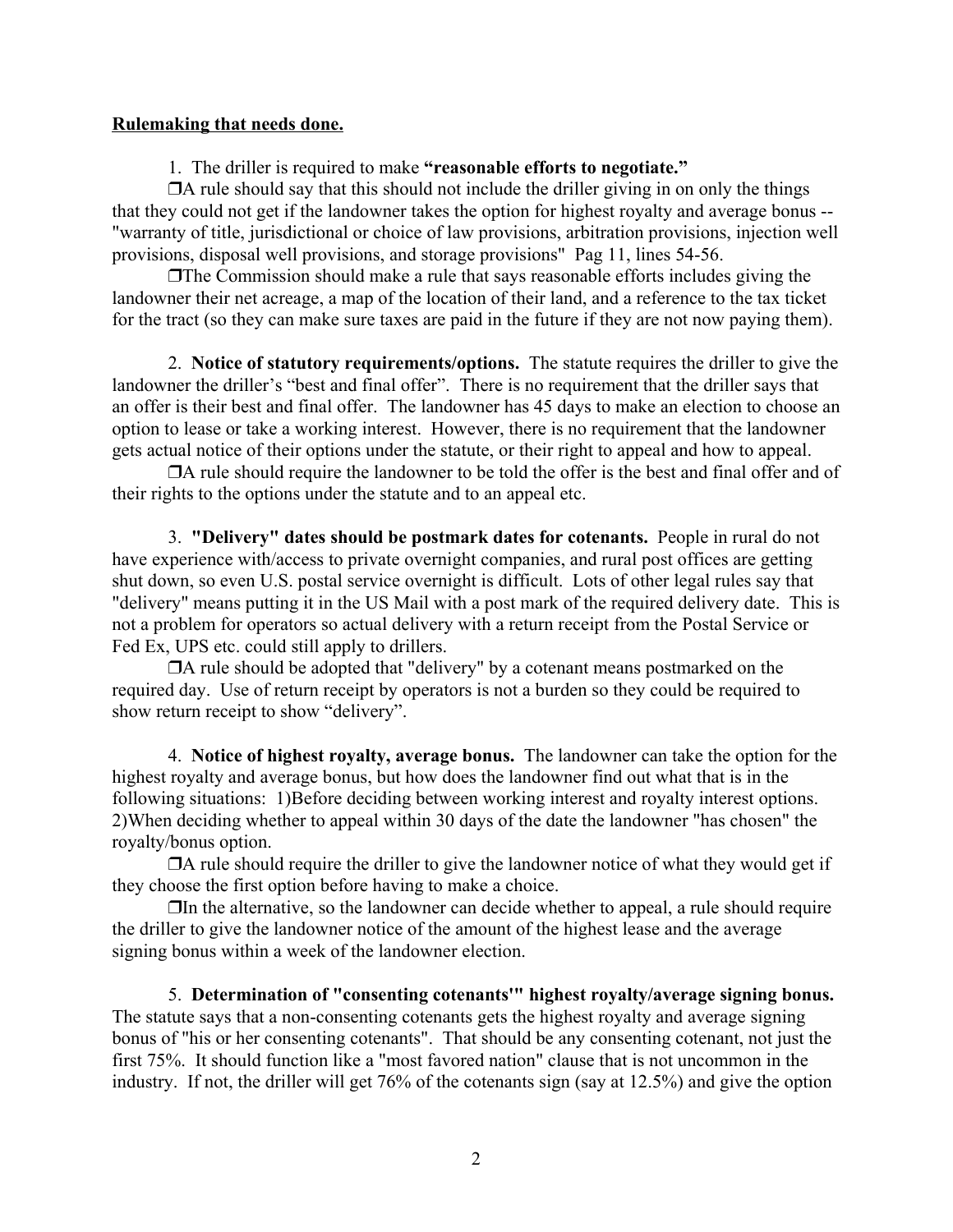**Rulemaking that needs done.**

1. The driller is required to make **"reasonable efforts to negotiate."**

❒A rule should say that this should not include the driller giving in on only the things that they could not get if the landowner takes the option for highest royalty and average bonus -- "warranty of title, jurisdictional or choice of law provisions, arbitration provisions, injection well provisions, disposal well provisions, and storage provisions" Pag 11, lines 54-56.

❒The Commission should make a rule that says reasonable efforts includes giving the landowner their net acreage, a map of the location of their land, and a reference to the tax ticket for the tract (so they can make sure taxes are paid in the future if they are not now paying them).

2. **Notice of statutory requirements/options.** The statute requires the driller to give the landowner the driller's "best and final offer". There is no requirement that the driller says that an offer is their best and final offer. The landowner has 45 days to make an election to choose an option to lease or take a working interest. However, there is no requirement that the landowner gets actual notice of their options under the statute, or their right to appeal and how to appeal.

❒A rule should require the landowner to be told the offer is the best and final offer and of their rights to the options under the statute and to an appeal etc.

3. **"Delivery" dates should be postmark dates for cotenants.** People in rural do not have experience with/access to private overnight companies, and rural post offices are getting shut down, so even U.S. postal service overnight is difficult. Lots of other legal rules say that "delivery" means putting it in the US Mail with a post mark of the required delivery date. This is not a problem for operators so actual delivery with a return receipt from the Postal Service or Fed Ex, UPS etc. could still apply to drillers.

❒A rule should be adopted that "delivery" by a cotenant means postmarked on the required day. Use of return receipt by operators is not a burden so they could be required to show return receipt to show "delivery".

4. **Notice of highest royalty, average bonus.** The landowner can take the option for the highest royalty and average bonus, but how does the landowner find out what that is in the following situations: 1)Before deciding between working interest and royalty interest options. 2)When deciding whether to appeal within 30 days of the date the landowner "has chosen" the royalty/bonus option.

❒A rule should require the driller to give the landowner notice of what they would get if they choose the first option before having to make a choice.

❒In the alternative, so the landowner can decide whether to appeal, a rule should require the driller to give the landowner notice of the amount of the highest lease and the average signing bonus within a week of the landowner election.

5. **Determination of "consenting cotenants'" highest royalty/average signing bonus.** The statute says that a non-consenting cotenants gets the highest royalty and average signing bonus of "his or her consenting cotenants". That should be any consenting cotenant, not just the first 75%. It should function like a "most favored nation" clause that is not uncommon in the industry. If not, the driller will get 76% of the cotenants sign (say at 12.5%) and give the option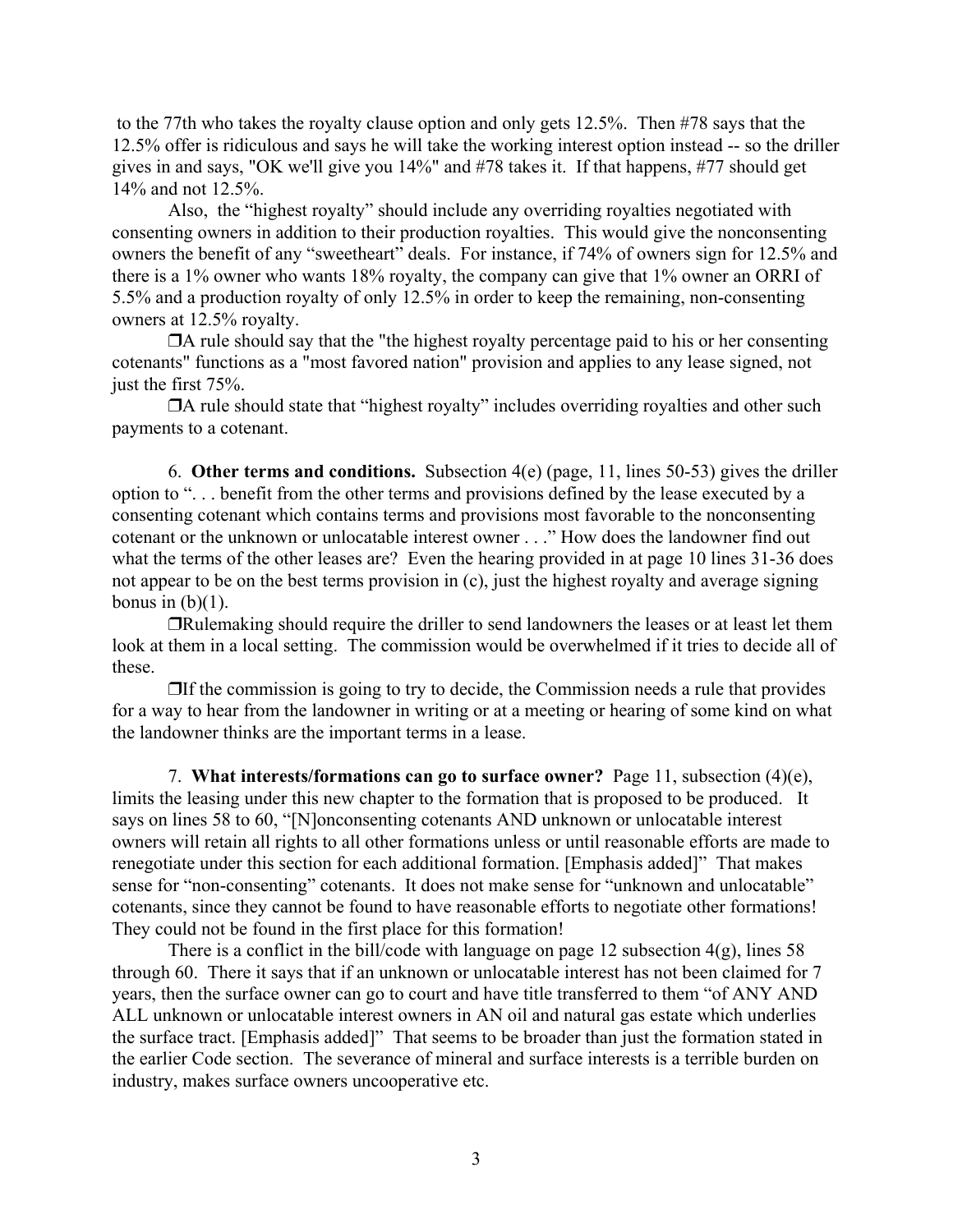to the 77th who takes the royalty clause option and only gets 12.5%. Then #78 says that the 12.5% offer is ridiculous and says he will take the working interest option instead -- so the driller gives in and says, "OK we'll give you 14%" and #78 takes it. If that happens, #77 should get 14% and not 12.5%.

Also, the "highest royalty" should include any overriding royalties negotiated with consenting owners in addition to their production royalties. This would give the nonconsenting owners the benefit of any "sweetheart" deals. For instance, if 74% of owners sign for 12.5% and there is a 1% owner who wants 18% royalty, the company can give that 1% owner an ORRI of 5.5% and a production royalty of only 12.5% in order to keep the remaining, non-consenting owners at 12.5% royalty.

❒A rule should say that the "the highest royalty percentage paid to his or her consenting cotenants" functions as a "most favored nation" provision and applies to any lease signed, not just the first 75%.

❒A rule should state that "highest royalty" includes overriding royalties and other such payments to a cotenant.

6. **Other terms and conditions.** Subsection 4(e) (page, 11, lines 50-53) gives the driller option to ". . . benefit from the other terms and provisions defined by the lease executed by a consenting cotenant which contains terms and provisions most favorable to the nonconsenting cotenant or the unknown or unlocatable interest owner . . ." How does the landowner find out what the terms of the other leases are? Even the hearing provided in at page 10 lines 31-36 does not appear to be on the best terms provision in (c), just the highest royalty and average signing bonus in (b)(1).

❒Rulemaking should require the driller to send landowners the leases or at least let them look at them in a local setting. The commission would be overwhelmed if it tries to decide all of these.

❒If the commission is going to try to decide, the Commission needs a rule that provides for a way to hear from the landowner in writing or at a meeting or hearing of some kind on what the landowner thinks are the important terms in a lease.

7. **What interests/formations can go to surface owner?** Page 11, subsection (4)(e), limits the leasing under this new chapter to the formation that is proposed to be produced. It says on lines 58 to 60, "[N]onconsenting cotenants AND unknown or unlocatable interest owners will retain all rights to all other formations unless or until reasonable efforts are made to renegotiate under this section for each additional formation. [Emphasis added]" That makes sense for "non-consenting" cotenants. It does not make sense for "unknown and unlocatable" cotenants, since they cannot be found to have reasonable efforts to negotiate other formations! They could not be found in the first place for this formation!

There is a conflict in the bill/code with language on page 12 subsection 4(g), lines 58 through 60. There it says that if an unknown or unlocatable interest has not been claimed for 7 years, then the surface owner can go to court and have title transferred to them "of ANY AND ALL unknown or unlocatable interest owners in AN oil and natural gas estate which underlies the surface tract. [Emphasis added]" That seems to be broader than just the formation stated in the earlier Code section. The severance of mineral and surface interests is a terrible burden on industry, makes surface owners uncooperative etc.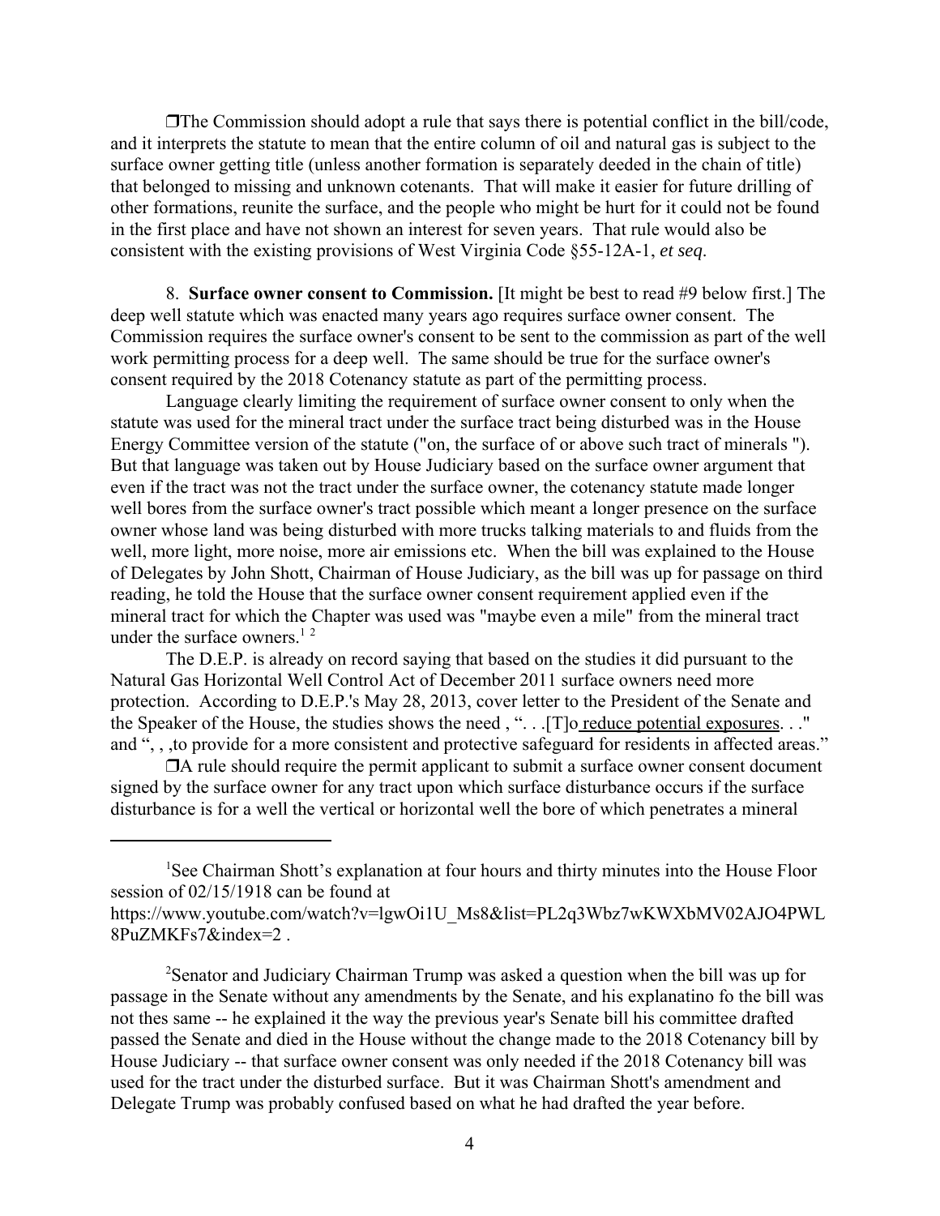❒The Commission should adopt a rule that says there is potential conflict in the bill/code, and it interprets the statute to mean that the entire column of oil and natural gas is subject to the surface owner getting title (unless another formation is separately deeded in the chain of title) that belonged to missing and unknown cotenants. That will make it easier for future drilling of other formations, reunite the surface, and the people who might be hurt for it could not be found in the first place and have not shown an interest for seven years. That rule would also be consistent with the existing provisions of West Virginia Code §55-12A-1, *et seq*.

8. **Surface owner consent to Commission.** [It might be best to read #9 below first.] The deep well statute which was enacted many years ago requires surface owner consent. The Commission requires the surface owner's consent to be sent to the commission as part of the well work permitting process for a deep well. The same should be true for the surface owner's consent required by the 2018 Cotenancy statute as part of the permitting process.

Language clearly limiting the requirement of surface owner consent to only when the statute was used for the mineral tract under the surface tract being disturbed was in the House Energy Committee version of the statute ("on, the surface of or above such tract of minerals "). But that language was taken out by House Judiciary based on the surface owner argument that even if the tract was not the tract under the surface owner, the cotenancy statute made longer well bores from the surface owner's tract possible which meant a longer presence on the surface owner whose land was being disturbed with more trucks talking materials to and fluids from the well, more light, more noise, more air emissions etc. When the bill was explained to the House of Delegates by John Shott, Chairman of House Judiciary, as the bill was up for passage on third reading, he told the House that the surface owner consent requirement applied even if the mineral tract for which the Chapter was used was "maybe even a mile" from the mineral tract under the surface owners.[1] [2]

The D.E.P. is already on record saying that based on the studies it did pursuant to the Natural Gas Horizontal Well Control Act of December 2011 surface owners need more protection. According to D.E.P.'s May 28, 2013, cover letter to the President of the Senate and the Speaker of the House, the studies shows the need , ". . .[T]o reduce potential exposures. . ." and ", , ,to provide for a more consistent and protective safeguard for residents in affected areas."

❒A rule should require the permit applicant to submit a surface owner consent document signed by the surface owner for any tract upon which surface disturbance occurs if the surface disturbance is for a well the vertical or horizontal well the bore of which penetrates a mineral

---

[1]See Chairman Shott's explanation at four hours and thirty minutes into the House Floor session of 02/15/1918 can be found at https://www.youtube.com/watch?v=lgwOi1U_Ms8&list=PL2q3Wbz7wKWXbMV02AJO4PWL8PuZMKFs7&index=2 .

[2]Senator and Judiciary Chairman Trump was asked a question when the bill was up for passage in the Senate without any amendments by the Senate, and his explanatino fo the bill was not thes same -- he explained it the way the previous year's Senate bill his committee drafted passed the Senate and died in the House without the change made to the 2018 Cotenancy bill by House Judiciary -- that surface owner consent was only needed if the 2018 Cotenancy bill was used for the tract under the disturbed surface. But it was Chairman Shott's amendment and Delegate Trump was probably confused based on what he had drafted the year before.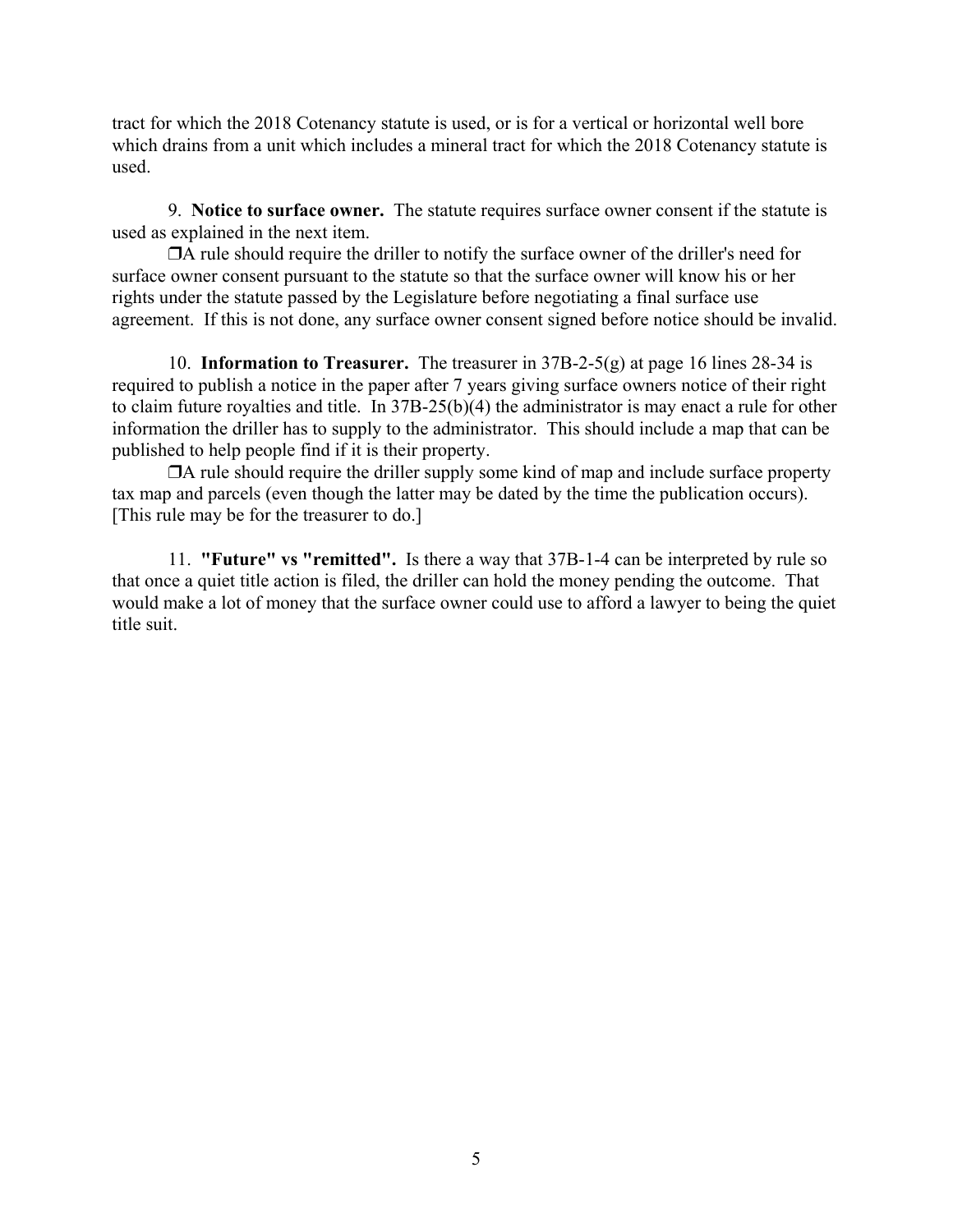tract for which the 2018 Cotenancy statute is used, or is for a vertical or horizontal well bore which drains from a unit which includes a mineral tract for which the 2018 Cotenancy statute is used.

9. **Notice to surface owner.** The statute requires surface owner consent if the statute is used as explained in the next item.

❒A rule should require the driller to notify the surface owner of the driller's need for surface owner consent pursuant to the statute so that the surface owner will know his or her rights under the statute passed by the Legislature before negotiating a final surface use agreement. If this is not done, any surface owner consent signed before notice should be invalid.

10. **Information to Treasurer.** The treasurer in 37B-2-5(g) at page 16 lines 28-34 is required to publish a notice in the paper after 7 years giving surface owners notice of their right to claim future royalties and title. In 37B-25(b)(4) the administrator is may enact a rule for other information the driller has to supply to the administrator. This should include a map that can be published to help people find if it is their property.

❒A rule should require the driller supply some kind of map and include surface property tax map and parcels (even though the latter may be dated by the time the publication occurs). [This rule may be for the treasurer to do.]

11. **"Future" vs "remitted".** Is there a way that 37B-1-4 can be interpreted by rule so that once a quiet title action is filed, the driller can hold the money pending the outcome. That would make a lot of money that the surface owner could use to afford a lawyer to being the quiet title suit.